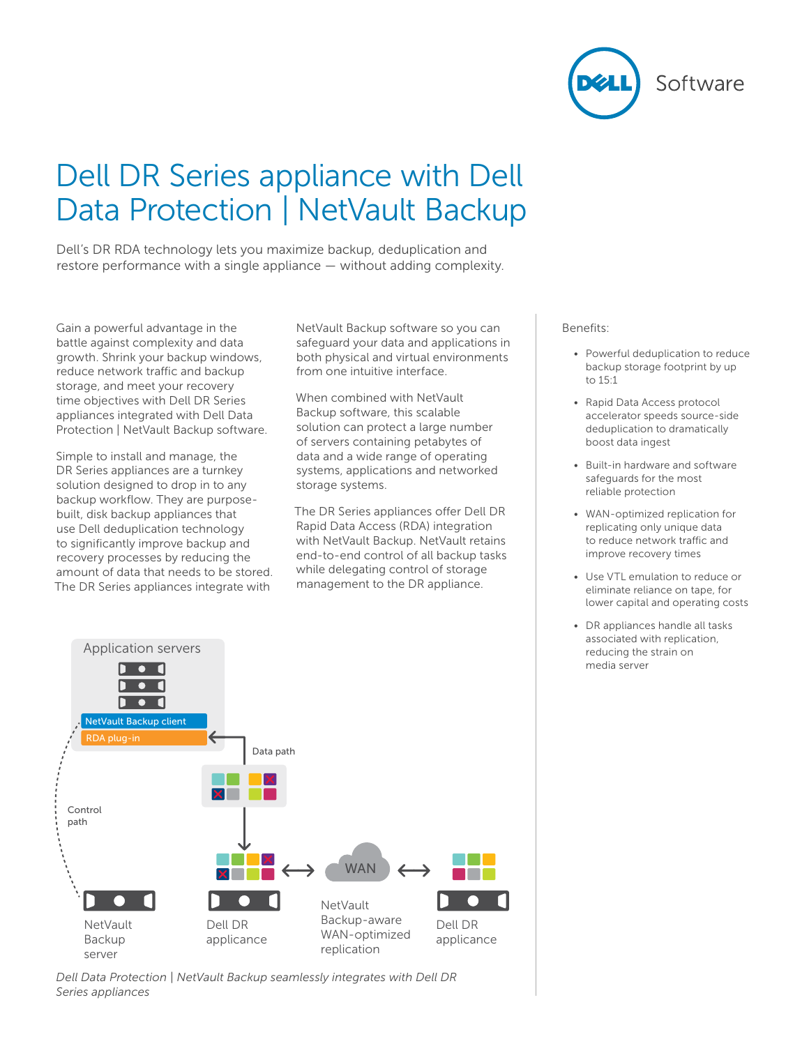# Dell DR Series appliance with Dell Data Protection | NetVault Backup

Dell's DR RDA technology lets you maximize backup, deduplication and restore performance with a single appliance — without adding complexity.

Gain a powerful advantage in the battle against complexity and data growth. Shrink your backup windows, reduce network traffic and backup storage, and meet your recovery time objectives with Dell DR Series appliances integrated with Dell Data Protection | NetVault Backup software.

Simple to install and manage, the DR Series appliances are a turnkey solution designed to drop in to any backup workflow. They are purpose-built, disk backup appliances that use Dell deduplication technology to significantly improve backup and recovery processes by reducing the amount of data that needs to be stored. The DR Series appliances integrate with NetVault Backup software so you can safeguard your data and applications in both physical and virtual environments from one intuitive interface.

When combined with NetVault Backup software, this scalable solution can protect a large number of servers containing petabytes of data and a wide range of operating systems, applications and networked storage systems.

The DR Series appliances offer Dell DR Rapid Data Access (RDA) integration with NetVault Backup. NetVault retains end-to-end control of all backup tasks while delegating control of storage management to the DR appliance.

Application servers

NetVault Backup client

RDA plug-in

Data path

Control path

NetVault Backup server

Dell DR appliance

WAN

NetVault Backup-aware WAN-optimized replication

Dell DR appliance

*Dell Data Protection | NetVault Backup seamlessly integrates with Dell DR Series appliances*

Benefits:

- Powerful deduplication to reduce backup storage footprint by up to 15:1
- Rapid Data Access protocol accelerator speeds source-side deduplication to dramatically boost data ingest
- Built-in hardware and software safeguards for the most reliable protection
- WAN-optimized replication for replicating only unique data to reduce network traffic and improve recovery times
- Use VTL emulation to reduce or eliminate reliance on tape, for lower capital and operating costs
- DR appliances handle all tasks associated with replication, reducing the strain on media server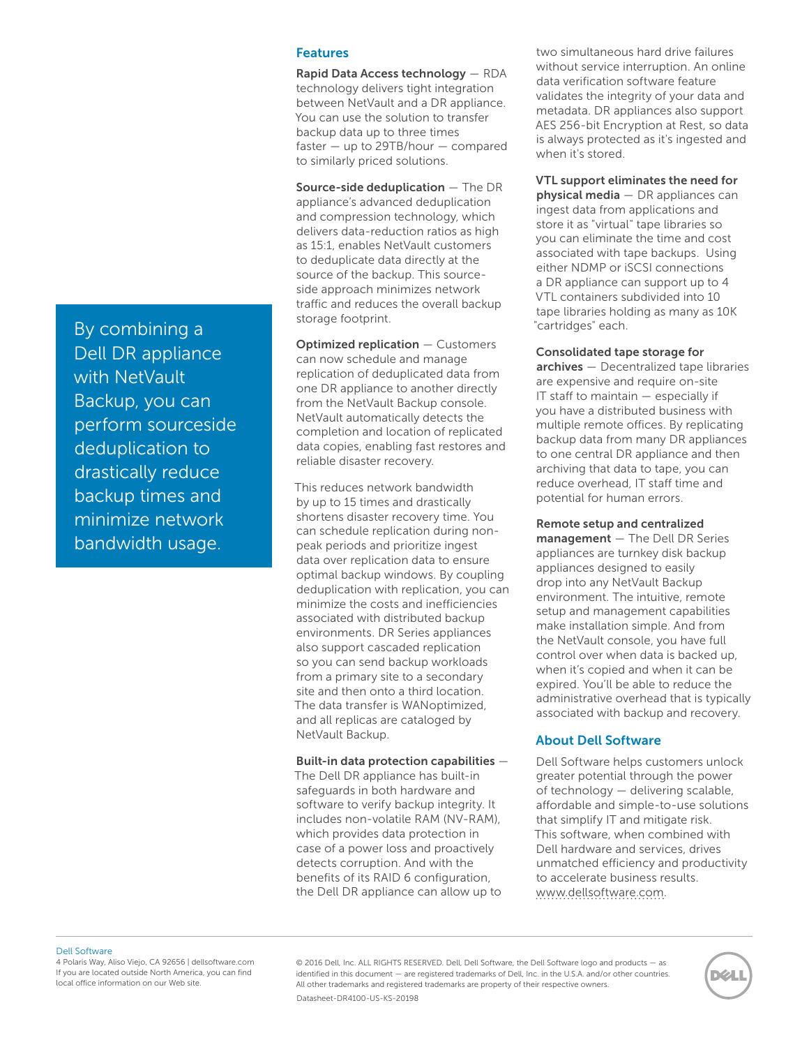By combining a Dell DR appliance with NetVault Backup, you can perform sourceside deduplication to drastically reduce backup times and minimize network bandwidth usage.

## Features

**Rapid Data Access technology** — RDA technology delivers tight integration between NetVault and a DR appliance. You can use the solution to transfer backup data up to three times faster — up to 29TB/hour — compared to similarly priced solutions.

**Source-side deduplication** — The DR appliance's advanced deduplication and compression technology, which delivers data-reduction ratios as high as 15:1, enables NetVault customers to deduplicate data directly at the source of the backup. This source-side approach minimizes network traffic and reduces the overall backup storage footprint.

**Optimized replication** — Customers can now schedule and manage replication of deduplicated data from one DR appliance to another directly from the NetVault Backup console. NetVault automatically detects the completion and location of replicated data copies, enabling fast restores and reliable disaster recovery.

This reduces network bandwidth by up to 15 times and drastically shortens disaster recovery time. You can schedule replication during non-peak periods and prioritize ingest data over replication data to ensure optimal backup windows. By coupling deduplication with replication, you can minimize the costs and inefficiencies associated with distributed backup environments. DR Series appliances also support cascaded replication so you can send backup workloads from a primary site to a secondary site and then onto a third location. The data transfer is WANoptimized, and all replicas are cataloged by NetVault Backup.

**Built-in data protection capabilities** — The Dell DR appliance has built-in safeguards in both hardware and software to verify backup integrity. It includes non-volatile RAM (NV-RAM), which provides data protection in case of a power loss and proactively detects corruption. And with the benefits of its RAID 6 configuration, the Dell DR appliance can allow up to two simultaneous hard drive failures without service interruption. An online data verification software feature validates the integrity of your data and metadata. DR appliances also support AES 256-bit Encryption at Rest, so data is always protected as it's ingested and when it's stored.

**VTL support eliminates the need for physical media** — DR appliances can ingest data from applications and store it as "virtual" tape libraries so you can eliminate the time and cost associated with tape backups. Using either NDMP or iSCSI connections a DR appliance can support up to 4 VTL containers subdivided into 10 tape libraries holding as many as 10K "cartridges" each.

**Consolidated tape storage for archives** — Decentralized tape libraries are expensive and require on-site IT staff to maintain — especially if you have a distributed business with multiple remote offices. By replicating backup data from many DR appliances to one central DR appliance and then archiving that data to tape, you can reduce overhead, IT staff time and potential for human errors.

**Remote setup and centralized management** — The Dell DR Series appliances are turnkey disk backup appliances designed to easily drop into any NetVault Backup environment. The intuitive, remote setup and management capabilities make installation simple. And from the NetVault console, you have full control over when data is backed up, when it's copied and when it can be expired. You'll be able to reduce the administrative overhead that is typically associated with backup and recovery.

## About Dell Software

Dell Software helps customers unlock greater potential through the power of technology — delivering scalable, affordable and simple-to-use solutions that simplify IT and mitigate risk. This software, when combined with Dell hardware and services, drives unmatched efficiency and productivity to accelerate business results. www.dellsoftware.com.

Dell Software
4 Polaris Way, Aliso Viejo, CA 92656 | dellsoftware.com
If you are located outside North America, you can find local office information on our Web site.

© 2016 Dell, Inc. ALL RIGHTS RESERVED. Dell, Dell Software, the Dell Software logo and products — as identified in this document — are registered trademarks of Dell, Inc. in the U.S.A. and/or other countries. All other trademarks and registered trademarks are property of their respective owners.

Datasheet-DR4100-US-KS-20198